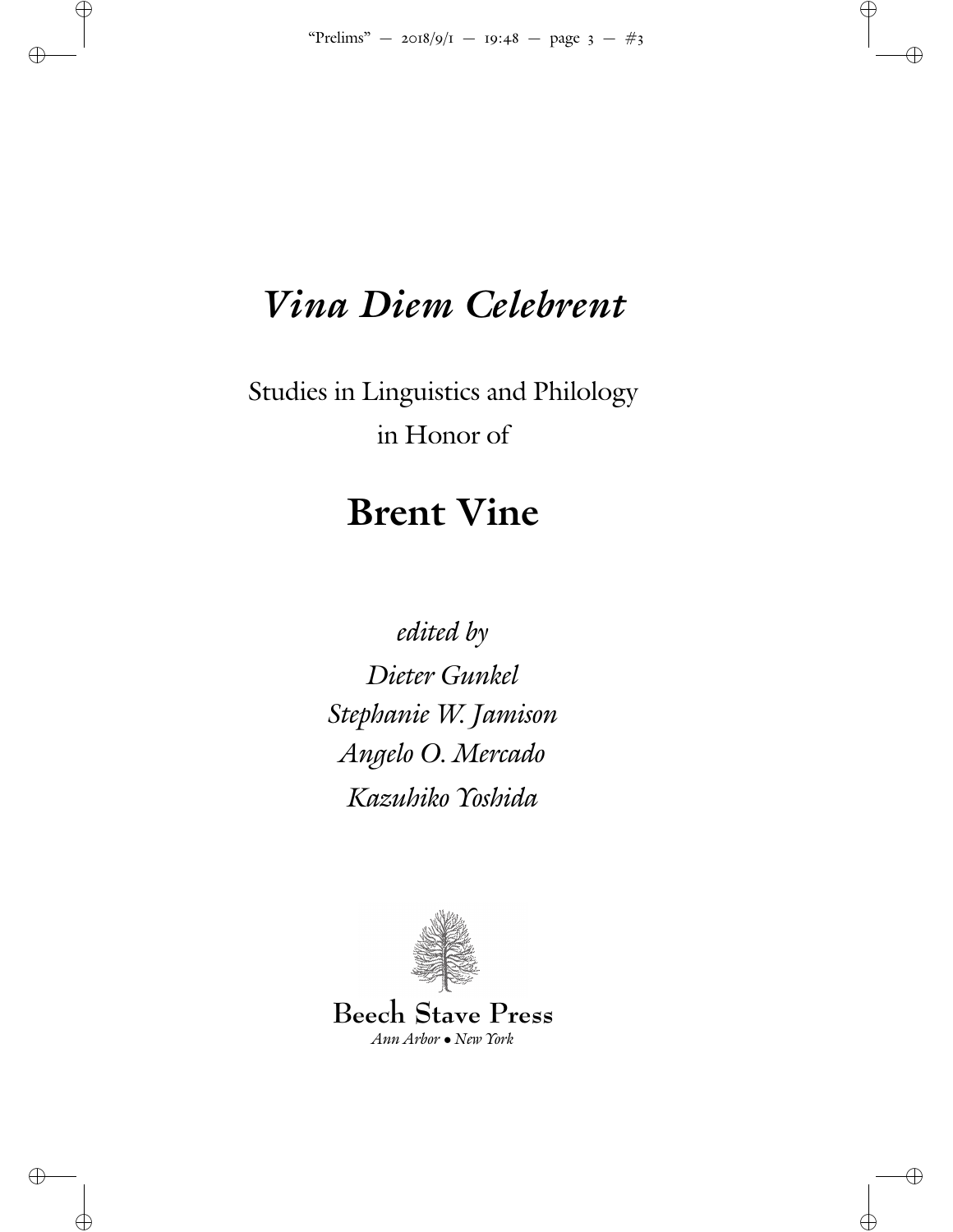# *Vina Diem Celebrent*

Studies in Linguistics and Philology
in Honor of

## Brent Vine

*edited by*
*Dieter Gunkel*
*Stephanie W. Jamison*
*Angelo O. Mercado*
*Kazuhiko Yoshida*

Beech Stave Press
*Ann Arbor • New York*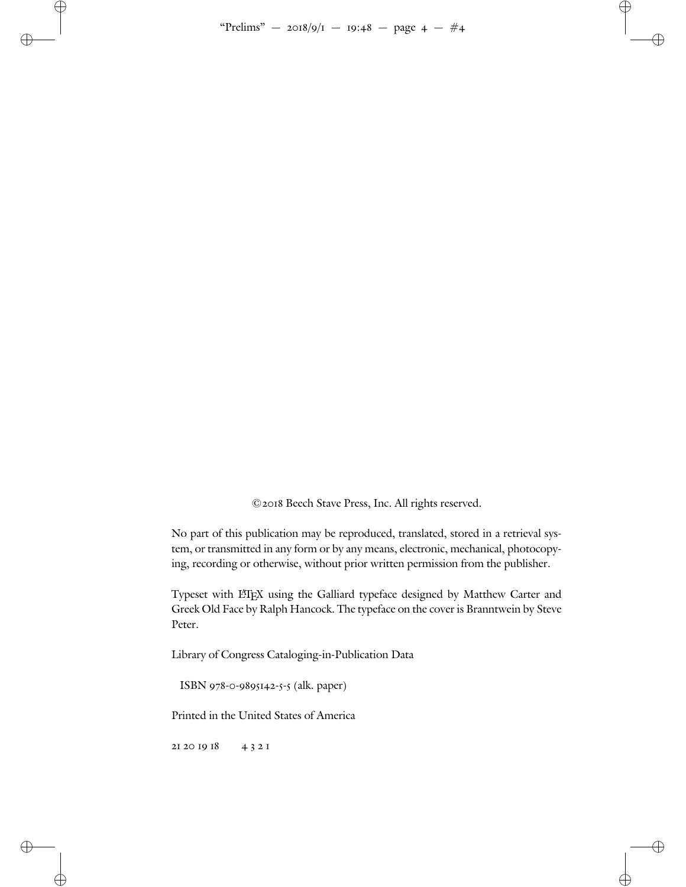©2018 Beech Stave Press, Inc. All rights reserved.

No part of this publication may be reproduced, translated, stored in a retrieval system, or transmitted in any form or by any means, electronic, mechanical, photocopying, recording or otherwise, without prior written permission from the publisher.

Typeset with LaTeX using the Galliard typeface designed by Matthew Carter and Greek Old Face by Ralph Hancock. The typeface on the cover is Branntwein by Steve Peter.

Library of Congress Cataloging-in-Publication Data

ISBN 978-0-9895142-5-5 (alk. paper)

Printed in the United States of America

21 20 19 18 4 3 2 1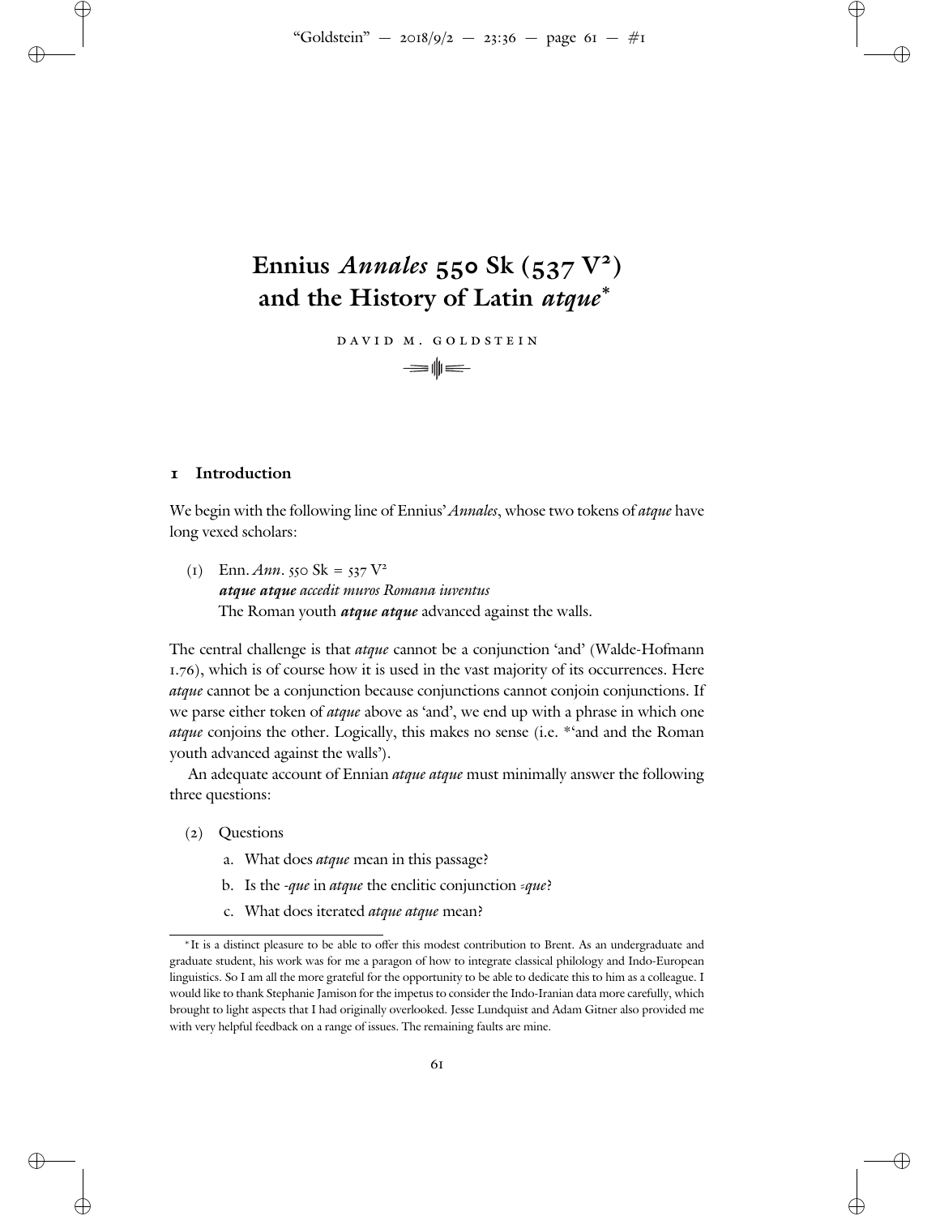# Ennius *Annales* 550 Sk (537 V²) and the History of Latin *atque**

DAVID M. GOLDSTEIN

## 1 Introduction

We begin with the following line of Ennius' *Annales*, whose two tokens of *atque* have long vexed scholars:

(1) Enn. *Ann*. 550 Sk = 537 V²
***atque atque*** *accedit muros Romana iuventus*
The Roman youth ***atque atque*** advanced against the walls.

The central challenge is that *atque* cannot be a conjunction 'and' (Walde-Hofmann 1.76), which is of course how it is used in the vast majority of its occurrences. Here *atque* cannot be a conjunction because conjunctions cannot conjoin conjunctions. If we parse either token of *atque* above as 'and', we end up with a phrase in which one *atque* conjoins the other. Logically, this makes no sense (i.e. *'and and the Roman youth advanced against the walls').

An adequate account of Ennian *atque atque* must minimally answer the following three questions:

(2) Questions

a. What does *atque* mean in this passage?

b. Is the *-que* in *atque* the enclitic conjunction *=que*?

c. What does iterated *atque atque* mean?

*It is a distinct pleasure to be able to offer this modest contribution to Brent. As an undergraduate and graduate student, his work was for me a paragon of how to integrate classical philology and Indo-European linguistics. So I am all the more grateful for the opportunity to be able to dedicate this to him as a colleague. I would like to thank Stephanie Jamison for the impetus to consider the Indo-Iranian data more carefully, which brought to light aspects that I had originally overlooked. Jesse Lundquist and Adam Gitner also provided me with very helpful feedback on a range of issues. The remaining faults are mine.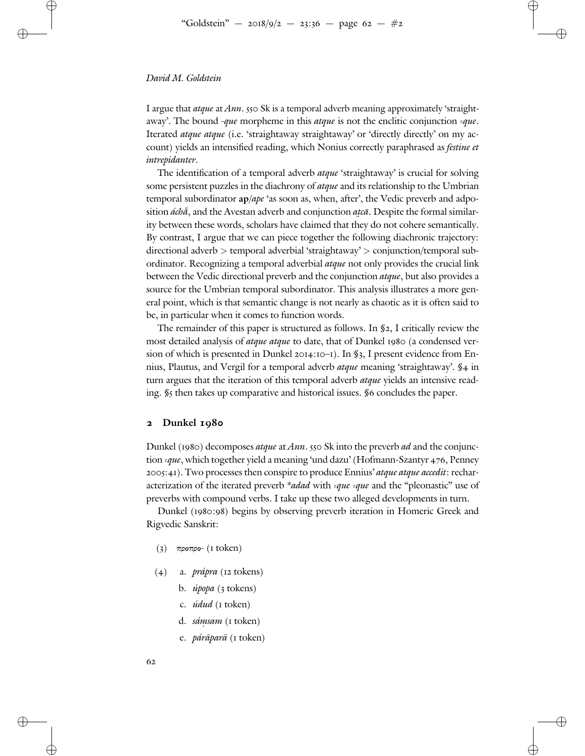I argue that *atque* at *Ann*. 550 Sk is a temporal adverb meaning approximately 'straightaway'. The bound *-que* morpheme in this *atque* is not the enclitic conjunction *=que*. Iterated *atque atque* (i.e. 'straightaway straightaway' or 'directly directly' on my account) yields an intensified reading, which Nonius correctly paraphrased as *festine et intrepidanter*.

The identification of a temporal adverb *atque* 'straightaway' is crucial for solving some persistent puzzles in the diachrony of *atque* and its relationship to the Umbrian temporal subordinator **ap**/*ape* 'as soon as, when, after', the Vedic preverb and adposition *áchā̆*, and the Avestan adverb and conjunction *at̰cā*. Despite the formal similarity between these words, scholars have claimed that they do not cohere semantically. By contrast, I argue that we can piece together the following diachronic trajectory: directional adverb > temporal adverbial 'straightaway' > conjunction/temporal subordinator. Recognizing a temporal adverbial *atque* not only provides the crucial link between the Vedic directional preverb and the conjunction *atque*, but also provides a source for the Umbrian temporal subordinator. This analysis illustrates a more general point, which is that semantic change is not nearly as chaotic as it is often said to be, in particular when it comes to function words.

The remainder of this paper is structured as follows. In §2, I critically review the most detailed analysis of *atque atque* to date, that of Dunkel 1980 (a condensed version of which is presented in Dunkel 2014:10–1). In §3, I present evidence from Ennius, Plautus, and Vergil for a temporal adverb *atque* meaning 'straightaway'. §4 in turn argues that the iteration of this temporal adverb *atque* yields an intensive reading. §5 then takes up comparative and historical issues. §6 concludes the paper.

## 2 Dunkel 1980

Dunkel (1980) decomposes *atque* at *Ann*. 550 Sk into the preverb *ad* and the conjunction *=que*, which together yield a meaning 'und dazu' (Hofmann-Szantyr 476, Penney 2005:41). Two processes then conspire to produce Ennius' *atque atque accedit*: recharacterization of the iterated preverb \**adad* with *=que =que* and the "pleonastic" use of preverbs with compound verbs. I take up these two alleged developments in turn.

Dunkel (1980:98) begins by observing preverb iteration in Homeric Greek and Rigvedic Sanskrit:

(3) *προπρο-* (1 token)

(4) a. *prápra* (12 tokens)
 b. *úpopa* (3 tokens)
 c. *údud* (1 token)
 d. *sáṃsam* (1 token)
 e. *párāparā* (1 token)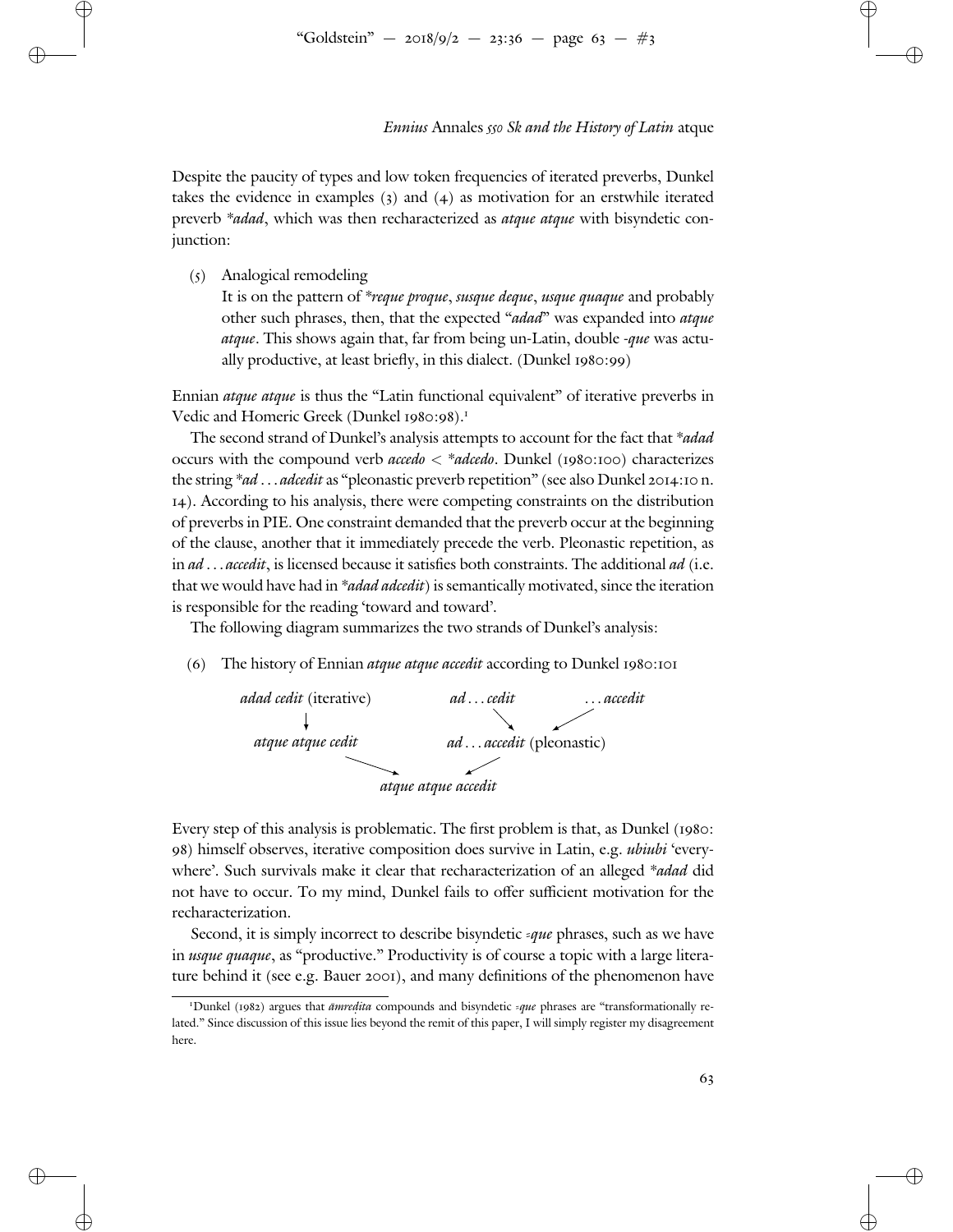Despite the paucity of types and low token frequencies of iterated preverbs, Dunkel takes the evidence in examples (3) and (4) as motivation for an erstwhile iterated preverb *\*adad*, which was then recharacterized as *atque atque* with bisyndetic conjunction:

(5) Analogical remodeling

It is on the pattern of *\*reque proque*, *susque deque*, *usque quaque* and probably other such phrases, then, that the expected "*adad*" was expanded into *atque atque*. This shows again that, far from being un-Latin, double *-que* was actually productive, at least briefly, in this dialect. (Dunkel 1980:99)

Ennian *atque atque* is thus the "Latin functional equivalent" of iterative preverbs in Vedic and Homeric Greek (Dunkel 1980:98).[1]

The second strand of Dunkel's analysis attempts to account for the fact that *\*adad* occurs with the compound verb *accedo* < *\*adcedo*. Dunkel (1980:100) characterizes the string *\*ad ... adcedit* as "pleonastic preverb repetition" (see also Dunkel 2014:10 n. 14). According to his analysis, there were competing constraints on the distribution of preverbs in PIE. One constraint demanded that the preverb occur at the beginning of the clause, another that it immediately precede the verb. Pleonastic repetition, as in *ad ... accedit*, is licensed because it satisfies both constraints. The additional *ad* (i.e. that we would have had in *\*adad adcedit*) is semantically motivated, since the iteration is responsible for the reading 'toward and toward'.

The following diagram summarizes the two strands of Dunkel's analysis:

(6) The history of Ennian *atque atque accedit* according to Dunkel 1980:101

*adad cedit* (iterative)
*ad ... cedit*
*... accedit*
*atque atque cedit*
*ad ... accedit* (pleonastic)
*atque atque accedit*

Every step of this analysis is problematic. The first problem is that, as Dunkel (1980: 98) himself observes, iterative composition does survive in Latin, e.g. *ubiubi* 'everywhere'. Such survivals make it clear that recharacterization of an alleged *\*adad* did not have to occur. To my mind, Dunkel fails to offer sufficient motivation for the recharacterization.

Second, it is simply incorrect to describe bisyndetic *=que* phrases, such as we have in *usque quaque*, as "productive." Productivity is of course a topic with a large literature behind it (see e.g. Bauer 2001), and many definitions of the phenomenon have

[1] Dunkel (1982) argues that *āmreḍita* compounds and bisyndetic *=que* phrases are "transformationally related." Since discussion of this issue lies beyond the remit of this paper, I will simply register my disagreement here.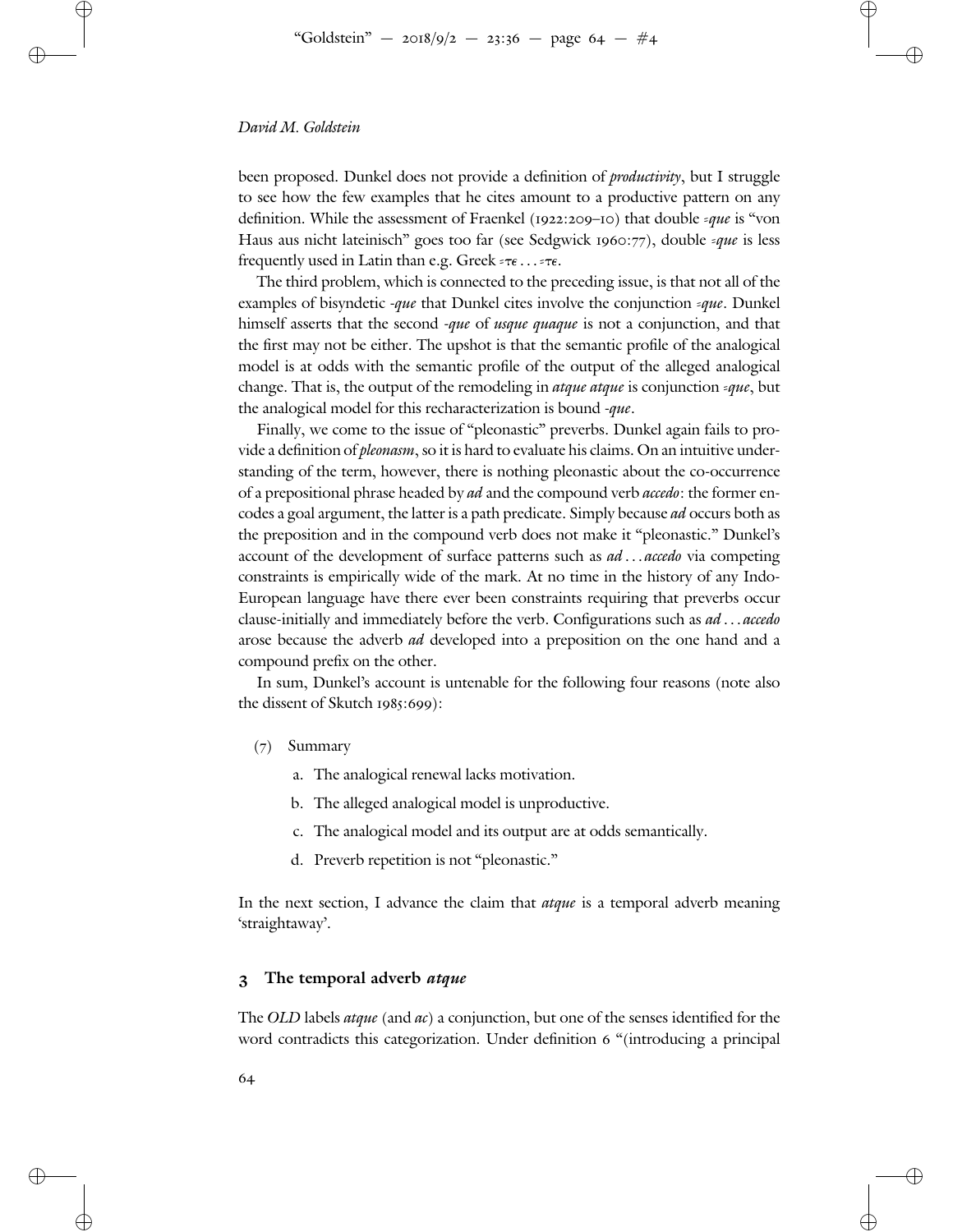been proposed. Dunkel does not provide a definition of *productivity*, but I struggle to see how the few examples that he cites amount to a productive pattern on any definition. While the assessment of Fraenkel (1922:209–10) that double *=que* is "von Haus aus nicht lateinisch" goes too far (see Sedgwick 1960:77), double *=que* is less frequently used in Latin than e.g. Greek =τε ... =τε.

The third problem, which is connected to the preceding issue, is that not all of the examples of bisyndetic *-que* that Dunkel cites involve the conjunction *=que*. Dunkel himself asserts that the second *-que* of *usque quaque* is not a conjunction, and that the first may not be either. The upshot is that the semantic profile of the analogical model is at odds with the semantic profile of the output of the alleged analogical change. That is, the output of the remodeling in *atque atque* is conjunction *=que*, but the analogical model for this recharacterization is bound *-que*.

Finally, we come to the issue of "pleonastic" preverbs. Dunkel again fails to provide a definition of *pleonasm*, so it is hard to evaluate his claims. On an intuitive understanding of the term, however, there is nothing pleonastic about the co-occurrence of a prepositional phrase headed by *ad* and the compound verb *accedo*: the former encodes a goal argument, the latter is a path predicate. Simply because *ad* occurs both as the preposition and in the compound verb does not make it "pleonastic." Dunkel's account of the development of surface patterns such as *ad ... accedo* via competing constraints is empirically wide of the mark. At no time in the history of any Indo-European language have there ever been constraints requiring that preverbs occur clause-initially and immediately before the verb. Configurations such as *ad ... accedo* arose because the adverb *ad* developed into a preposition on the one hand and a compound prefix on the other.

In sum, Dunkel's account is untenable for the following four reasons (note also the dissent of Skutch 1985:699):

(7) Summary

a. The analogical renewal lacks motivation.

b. The alleged analogical model is unproductive.

c. The analogical model and its output are at odds semantically.

d. Preverb repetition is not "pleonastic."

In the next section, I advance the claim that *atque* is a temporal adverb meaning 'straightaway'.

## 3 The temporal adverb *atque*

The *OLD* labels *atque* (and *ac*) a conjunction, but one of the senses identified for the word contradicts this categorization. Under definition 6 "(introducing a principal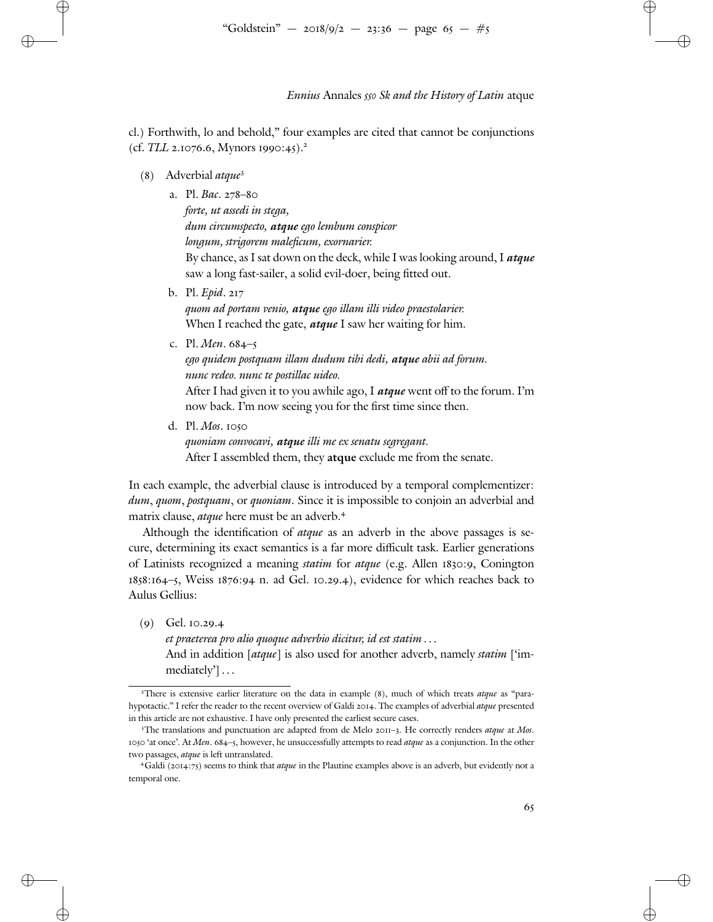cl.) Forthwith, lo and behold," four examples are cited that cannot be conjunctions (cf. *TLL* 2.1076.6, Mynors 1990:45).[2]

(8) Adverbial *atque*[3]

a. Pl. *Bac*. 278–80
*forte, ut assedi in stega,*
*dum circumspecto,* ***atque*** *ego lembum conspicor*
*longum, strigorem maleficum, exornarier.*
By chance, as I sat down on the deck, while I was looking around, I ***atque*** saw a long fast-sailer, a solid evil-doer, being fitted out.

b. Pl. *Epid*. 217
*quom ad portam venio,* ***atque*** *ego illam illi video praestolarier.*
When I reached the gate, ***atque*** I saw her waiting for him.

c. Pl. *Men*. 684–5
*ego quidem postquam illam dudum tibi dedi,* ***atque*** *abii ad forum.*
*nunc redeo. nunc te postillac uideo.*
After I had given it to you awhile ago, I ***atque*** went off to the forum. I'm now back. I'm now seeing you for the first time since then.

d. Pl. *Mos*. 1050
*quoniam convocavi,* ***atque*** *illi me ex senatu segregant.*
After I assembled them, they **atque** exclude me from the senate.

In each example, the adverbial clause is introduced by a temporal complementizer: *dum*, *quom*, *postquam*, or *quoniam*. Since it is impossible to conjoin an adverbial and matrix clause, *atque* here must be an adverb.[4]

Although the identification of *atque* as an adverb in the above passages is secure, determining its exact semantics is a far more difficult task. Earlier generations of Latinists recognized a meaning *statim* for *atque* (e.g. Allen 1830:9, Conington 1858:164–5, Weiss 1876:94 n. ad Gel. 10.29.4), evidence for which reaches back to Aulus Gellius:

(9) Gel. 10.29.4
*et praeterea pro alio quoque adverbio dicitur, id est statim . . .*
And in addition [*atque*] is also used for another adverb, namely *statim* ['immediately'] . . .

---

[2] There is extensive earlier literature on the data in example (8), much of which treats *atque* as "parahypotactic." I refer the reader to the recent overview of Galdi 2014. The examples of adverbial *atque* presented in this article are not exhaustive. I have only presented the earliest secure cases.

[3] The translations and punctuation are adapted from de Melo 2011–3. He correctly renders *atque* at *Mos*. 1050 'at once'. At *Men*. 684–5, however, he unsuccessfully attempts to read *atque* as a conjunction. In the other two passages, *atque* is left untranslated.

[4] Galdi (2014:75) seems to think that *atque* in the Plautine examples above is an adverb, but evidently not a temporal one.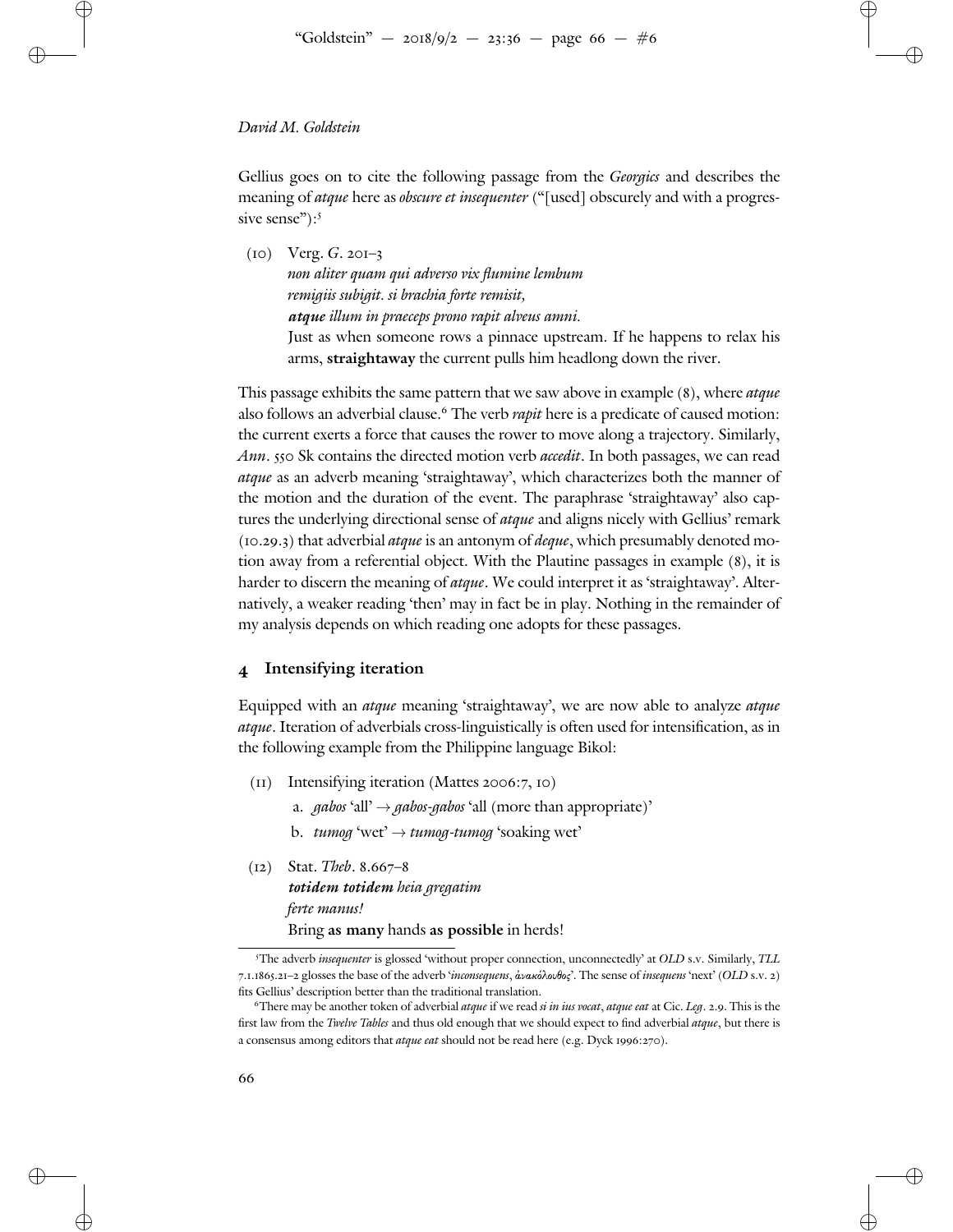Gellius goes on to cite the following passage from the *Georgics* and describes the meaning of *atque* here as *obscure et insequenter* ("[used] obscurely and with a progressive sense"):[5]

(10) Verg. *G*. 201–3
*non aliter quam qui adverso vix flumine lembum*
*remigiis subigit. si brachia forte remisit,*
***atque** illum in praeceps prono rapit alveus amni.*
Just as when someone rows a pinnace upstream. If he happens to relax his arms, **straightaway** the current pulls him headlong down the river.

This passage exhibits the same pattern that we saw above in example (8), where *atque* also follows an adverbial clause.[6] The verb *rapit* here is a predicate of caused motion: the current exerts a force that causes the rower to move along a trajectory. Similarly, *Ann*. 550 Sk contains the directed motion verb *accedit*. In both passages, we can read *atque* as an adverb meaning 'straightaway', which characterizes both the manner of the motion and the duration of the event. The paraphrase 'straightaway' also captures the underlying directional sense of *atque* and aligns nicely with Gellius' remark (10.29.3) that adverbial *atque* is an antonym of *deque*, which presumably denoted motion away from a referential object. With the Plautine passages in example (8), it is harder to discern the meaning of *atque*. We could interpret it as 'straightaway'. Alternatively, a weaker reading 'then' may in fact be in play. Nothing in the remainder of my analysis depends on which reading one adopts for these passages.

## 4 Intensifying iteration

Equipped with an *atque* meaning 'straightaway', we are now able to analyze *atque atque*. Iteration of adverbials cross-linguistically is often used for intensification, as in the following example from the Philippine language Bikol:

(11) Intensifying iteration (Mattes 2006:7, 10)
a. *gabos* 'all' → *gabos-gabos* 'all (more than appropriate)'
b. *tumog* 'wet' → *tumog-tumog* 'soaking wet'

(12) Stat. *Theb*. 8.667–8
***totidem totidem** heia gregatim*
*ferte manus!*
Bring **as many** hands **as possible** in herds!

---

[5] The adverb *insequenter* is glossed 'without proper connection, unconnectedly' at *OLD* s.v. Similarly, *TLL* 7.1.1865.21–2 glosses the base of the adverb '*inconsequens*, ἀνακόλουθος'. The sense of *insequens* 'next' (*OLD* s.v. 2) fits Gellius' description better than the traditional translation.

[6] There may be another token of adverbial *atque* if we read *si in ius vocat*, *atque eat* at Cic. *Leg*. 2.9. This is the first law from the *Twelve Tables* and thus old enough that we should expect to find adverbial *atque*, but there is a consensus among editors that *atque eat* should not be read here (e.g. Dyck 1996:270).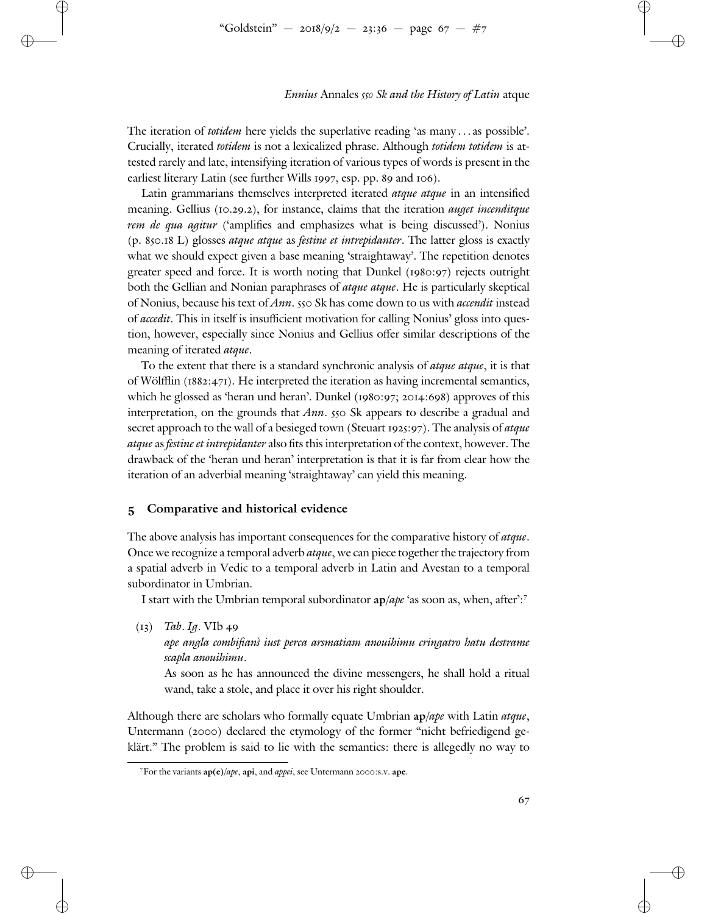The iteration of *totidem* here yields the superlative reading 'as many ... as possible'. Crucially, iterated *totidem* is not a lexicalized phrase. Although *totidem totidem* is attested rarely and late, intensifying iteration of various types of words is present in the earliest literary Latin (see further Wills 1997, esp. pp. 89 and 106).

Latin grammarians themselves interpreted iterated *atque atque* in an intensified meaning. Gellius (10.29.2), for instance, claims that the iteration *auget incenditque rem de qua agitur* ('amplifies and emphasizes what is being discussed'). Nonius (p. 850.18 L) glosses *atque atque* as *festine et intrepidanter*. The latter gloss is exactly what we should expect given a base meaning 'straightaway'. The repetition denotes greater speed and force. It is worth noting that Dunkel (1980:97) rejects outright both the Gellian and Nonian paraphrases of *atque atque*. He is particularly skeptical of Nonius, because his text of *Ann*. 550 Sk has come down to us with *accendit* instead of *accedit*. This in itself is insufficient motivation for calling Nonius' gloss into question, however, especially since Nonius and Gellius offer similar descriptions of the meaning of iterated *atque*.

To the extent that there is a standard synchronic analysis of *atque atque*, it is that of Wölfflin (1882:471). He interpreted the iteration as having incremental semantics, which he glossed as 'heran und heran'. Dunkel (1980:97; 2014:698) approves of this interpretation, on the grounds that *Ann*. 550 Sk appears to describe a gradual and secret approach to the wall of a besieged town (Steuart 1925:97). The analysis of *atque atque* as *festine et intrepidanter* also fits this interpretation of the context, however. The drawback of the 'heran und heran' interpretation is that it is far from clear how the iteration of an adverbial meaning 'straightaway' can yield this meaning.

## 5 Comparative and historical evidence

The above analysis has important consequences for the comparative history of *atque*. Once we recognize a temporal adverb *atque*, we can piece together the trajectory from a spatial adverb in Vedic to a temporal adverb in Latin and Avestan to a temporal subordinator in Umbrian.

I start with the Umbrian temporal subordinator **ap**/*ape* 'as soon as, when, after':[7]

(13) *Tab. Ig.* VIb 49
*ape angla combifianś iust perca arsmatiam anouihimu cringatro hatu destrame scapla anouihimu.*
As soon as he has announced the divine messengers, he shall hold a ritual wand, take a stole, and place it over his right shoulder.

Although there are scholars who formally equate Umbrian **ap**/*ape* with Latin *atque*, Untermann (2000) declared the etymology of the former "nicht befriedigend geklärt." The problem is said to lie with the semantics: there is allegedly no way to

[7] For the variants **ap(e)**/*ape*, **api**, and *appei*, see Untermann 2000:s.v. **ape**.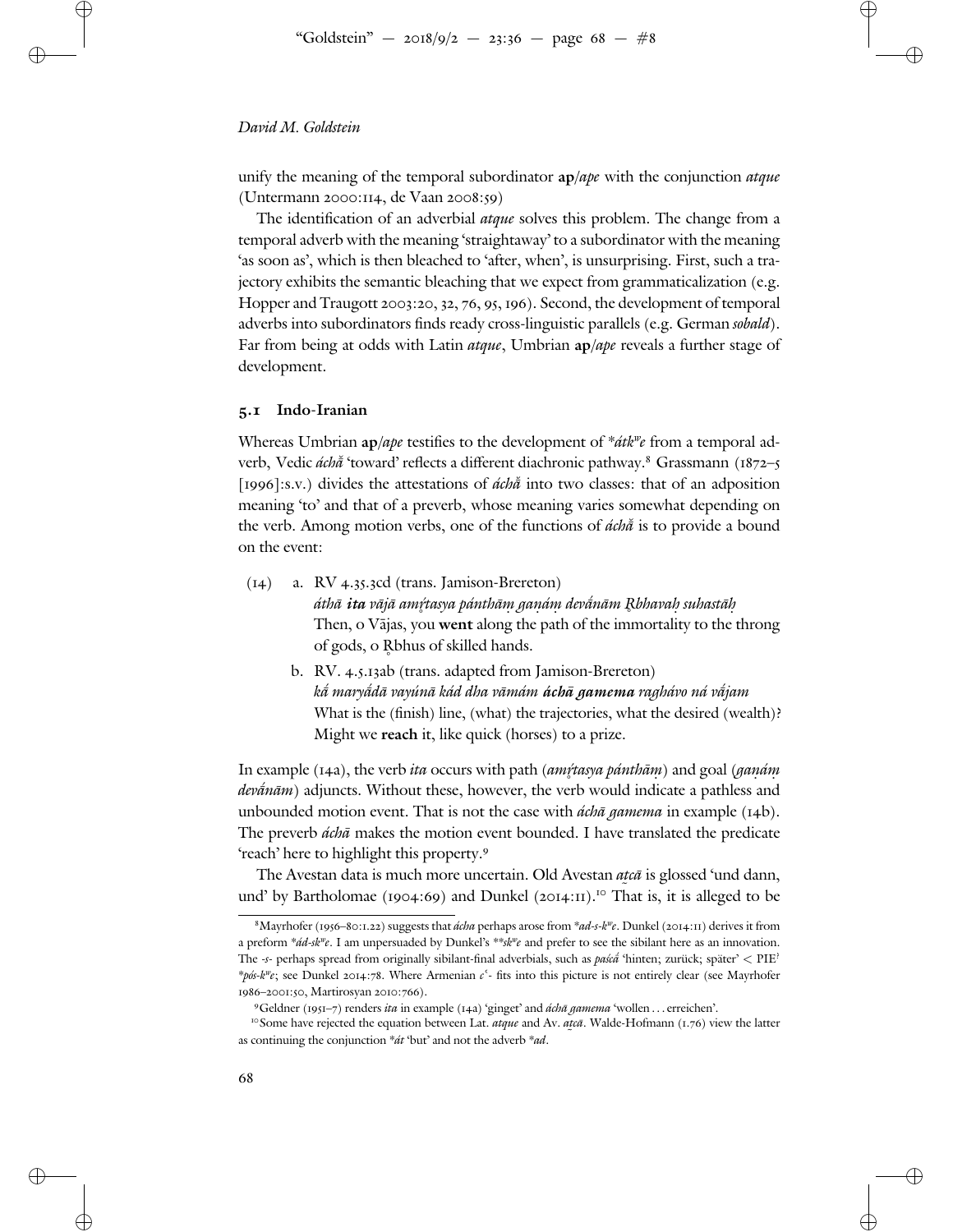unify the meaning of the temporal subordinator **ap**/*ape* with the conjunction *atque* (Untermann 2000:114, de Vaan 2008:59)

The identification of an adverbial *atque* solves this problem. The change from a temporal adverb with the meaning 'straightaway' to a subordinator with the meaning 'as soon as', which is then bleached to 'after, when', is unsurprising. First, such a trajectory exhibits the semantic bleaching that we expect from grammaticalization (e.g. Hopper and Traugott 2003:20, 32, 76, 95, 196). Second, the development of temporal adverbs into subordinators finds ready cross-linguistic parallels (e.g. German *sobald*). Far from being at odds with Latin *atque*, Umbrian **ap**/*ape* reveals a further stage of development.

### 5.1 Indo-Iranian

Whereas Umbrian **ap**/*ape* testifies to the development of *\*átkʷe* from a temporal adverb, Vedic *áchā̆* 'toward' reflects a different diachronic pathway.[8] Grassmann (1872–5 [1996]:s.v.) divides the attestations of *áchā̆* into two classes: that of an adposition meaning 'to' and that of a preverb, whose meaning varies somewhat depending on the verb. Among motion verbs, one of the functions of *áchā̆* is to provide a bound on the event:

(14) a. RV 4.35.3cd (trans. Jamison-Brereton)
*áthā **ita** vājā amŕ̥tasya pánthāṃ gaṇáṃ devā́nām R̥bhavaḥ suhastāḥ*
Then, o Vājas, you **went** along the path of the immortality to the throng of gods, o R̥bhus of skilled hands.

b. RV. 4.5.13ab (trans. adapted from Jamison-Brereton)
*kā́ maryā́dā vayúnā kád dha vāmám **áchā gamema** raghávo ná vā́jam*
What is the (finish) line, (what) the trajectories, what the desired (wealth)? Might we **reach** it, like quick (horses) to a prize.

In example (14a), the verb *ita* occurs with path (*amŕ̥tasya pánthām*) and goal (*gaṇáṃ devā́nām*) adjuncts. Without these, however, the verb would indicate a pathless and unbounded motion event. That is not the case with *áchā gamema* in example (14b). The preverb *áchā* makes the motion event bounded. I have translated the predicate 'reach' here to highlight this property.[9]

The Avestan data is much more uncertain. Old Avestan *at̰cā* is glossed 'und dann, und' by Bartholomae (1904:69) and Dunkel (2014:11).[10] That is, it is alleged to be

---

[8] Mayrhofer (1956–80:1.22) suggests that *ácha* perhaps arose from *\*ad-s-kʷe*. Dunkel (2014:11) derives it from a preform *\*ád-skʷe*. I am unpersuaded by Dunkel's *\*\*skʷe* and prefer to see the sibilant here as an innovation. The *-s-* perhaps spread from originally sibilant-final adverbials, such as *paścā́* 'hinten; zurück; später' < PIE² *\*pós-kʷe*; see Dunkel 2014:78. Where Armenian *cʿ-* fits into this picture is not entirely clear (see Mayrhofer 1986–2001:50, Martirosyan 2010:766).

[9] Geldner (1951–7) renders *ita* in example (14a) 'ginget' and *áchā gamema* 'wollen ... erreichen'.

[10] Some have rejected the equation between Lat. *atque* and Av. *at̰cā*. Walde-Hofmann (1.76) view the latter as continuing the conjunction *\*át* 'but' and not the adverb *\*ad*.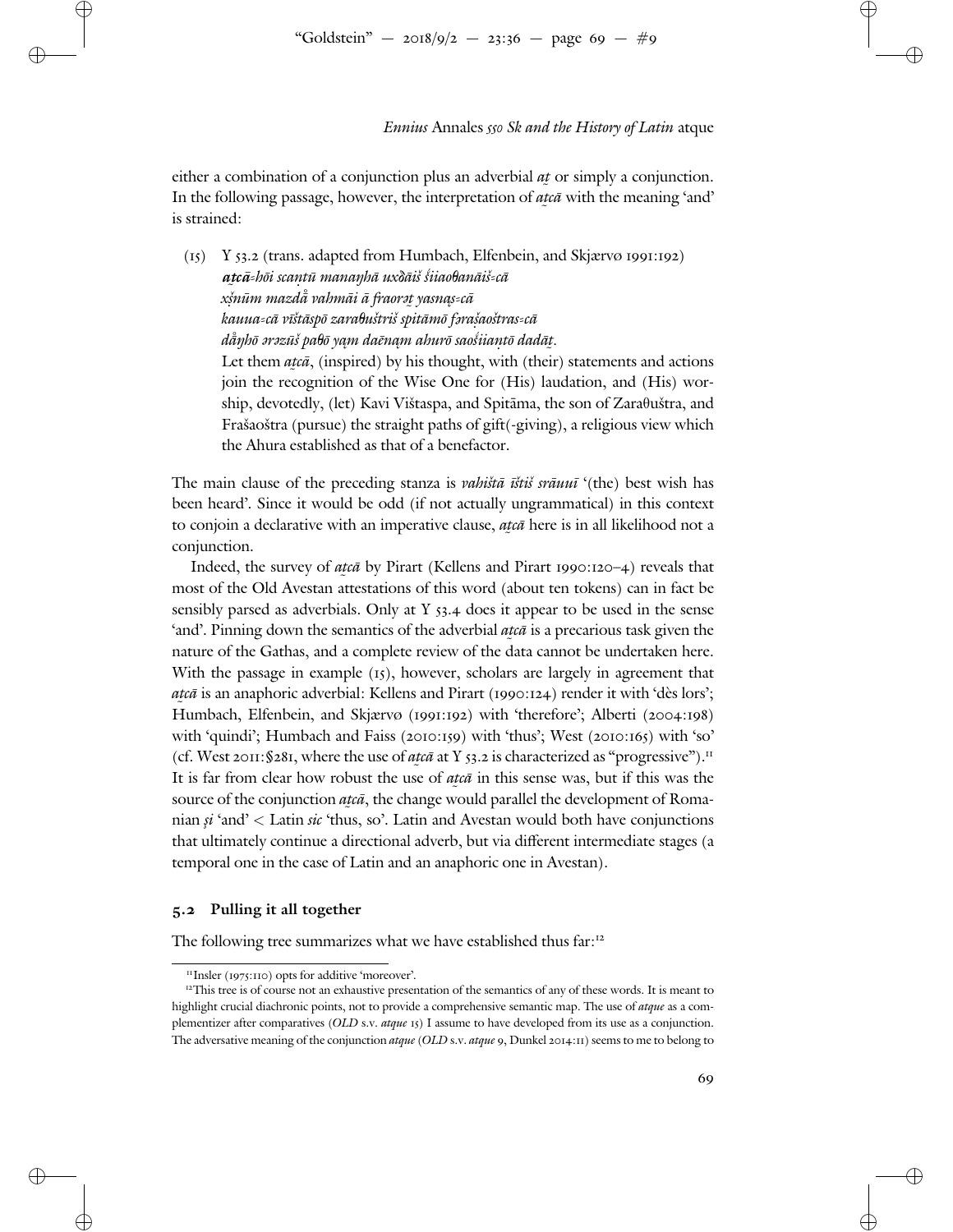either a combination of a conjunction plus an adverbial *at̰* or simply a conjunction. In the following passage, however, the interpretation of *at̰cā* with the meaning 'and' is strained:

(15) Y 53.2 (trans. adapted from Humbach, Elfenbein, and Skjærvø 1991:192)
***at̰cā***=*hōi scantū manaŋhā uxδāiš š́iiaoθanāiš=cā*
*xšnūm mazdā̊ vahmāi ā fraorət̰ yasnąs=cā*
*kauua=cā vīštāspō zaraθuštriš spitāmō fərašaoštras=cā*
*dā̊ŋhō ərəzūš paθō yąm daēnąm ahurō saoš́iiantō dadāt̰.*
Let them *at̰cā*, (inspired) by his thought, with (their) statements and actions join the recognition of the Wise One for (His) laudation, and (His) worship, devotedly, (let) Kavi Vištaspa, and Spitāma, the son of Zaraθuštra, and Frašaoštra (pursue) the straight paths of gift(-giving), a religious view which the Ahura established as that of a benefactor.

The main clause of the preceding stanza is *vahištā īštiš srāuuī* '(the) best wish has been heard'. Since it would be odd (if not actually ungrammatical) in this context to conjoin a declarative with an imperative clause, *at̰cā* here is in all likelihood not a conjunction.

Indeed, the survey of *at̰cā* by Pirart (Kellens and Pirart 1990:120–4) reveals that most of the Old Avestan attestations of this word (about ten tokens) can in fact be sensibly parsed as adverbials. Only at Y 53.4 does it appear to be used in the sense 'and'. Pinning down the semantics of the adverbial *at̰cā* is a precarious task given the nature of the Gathas, and a complete review of the data cannot be undertaken here. With the passage in example (15), however, scholars are largely in agreement that *at̰cā* is an anaphoric adverbial: Kellens and Pirart (1990:124) render it with 'dès lors'; Humbach, Elfenbein, and Skjærvø (1991:192) with 'therefore'; Alberti (2004:198) with 'quindi'; Humbach and Faiss (2010:159) with 'thus'; West (2010:165) with 'so' (cf. West 2011:§281, where the use of *at̰cā* at Y 53.2 is characterized as "progressive").[11] It is far from clear how robust the use of *at̰cā* in this sense was, but if this was the source of the conjunction *at̰cā*, the change would parallel the development of Romanian *și* 'and' < Latin *sic* 'thus, so'. Latin and Avestan would both have conjunctions that ultimately continue a directional adverb, but via different intermediate stages (a temporal one in the case of Latin and an anaphoric one in Avestan).

### 5.2 Pulling it all together

The following tree summarizes what we have established thus far:[12]

[11] Insler (1975:110) opts for additive 'moreover'.

[12] This tree is of course not an exhaustive presentation of the semantics of any of these words. It is meant to highlight crucial diachronic points, not to provide a comprehensive semantic map. The use of *atque* as a complementizer after comparatives (*OLD* s.v. *atque* 15) I assume to have developed from its use as a conjunction. The adversative meaning of the conjunction *atque* (*OLD* s.v. *atque* 9, Dunkel 2014:11) seems to me to belong to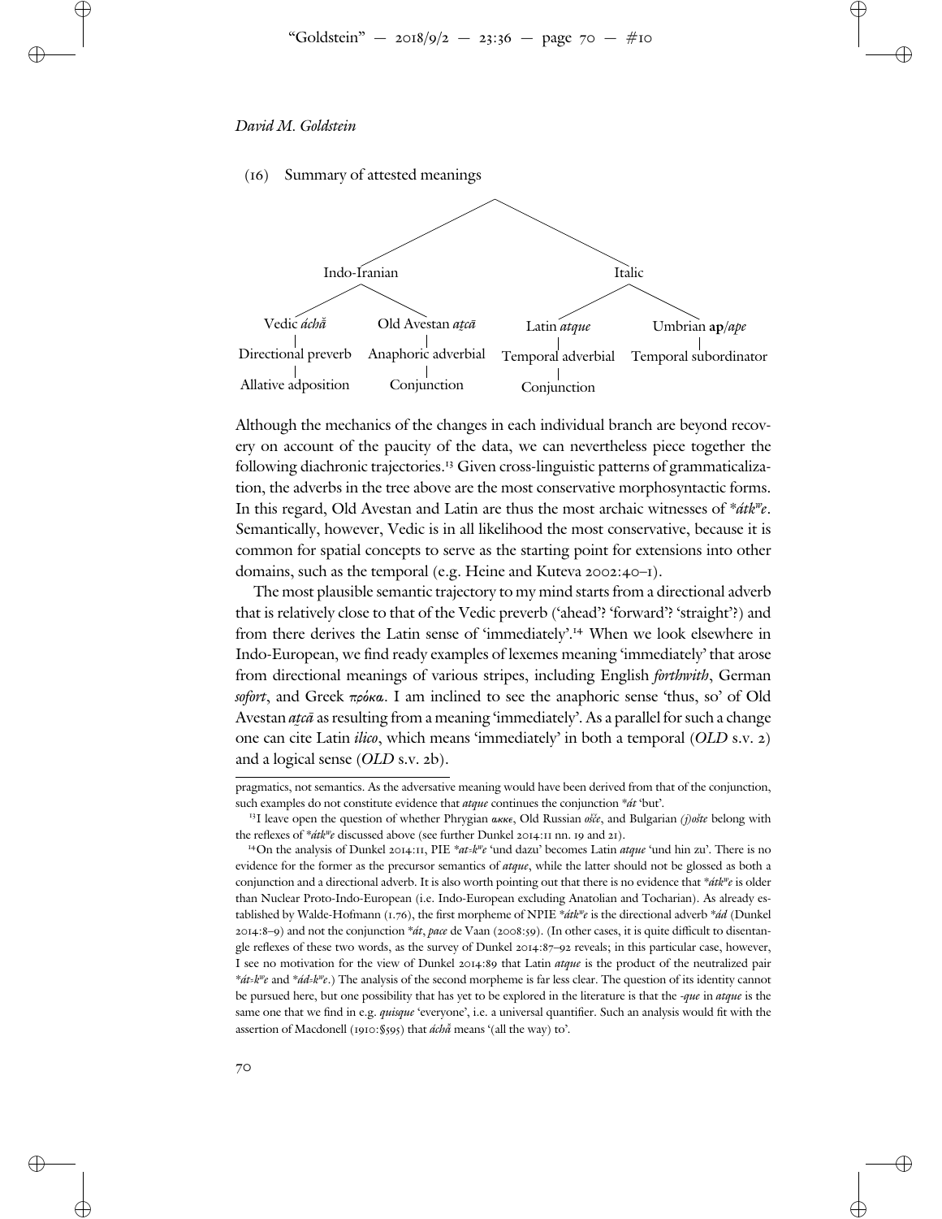(16) Summary of attested meanings

```
                         (root)
           ┌───────────────┴───────────────┐
      Indo-Iranian                       Italic
     ┌──────┴──────┐               ┌───────┴───────┐
Vedic áchā̆   Old Avestan at̰cā   Latin atque    Umbrian ap/ape
     |              |               |                |
Directional    Anaphoric        Temporal        Temporal
preverb        adverbial        adverbial       subordinator
     |              |               |
Allative       Conjunction     Conjunction
adposition
```

Although the mechanics of the changes in each individual branch are beyond recovery on account of the paucity of the data, we can nevertheless piece together the following diachronic trajectories.[13] Given cross-linguistic patterns of grammaticalization, the adverbs in the tree above are the most conservative morphosyntactic forms. In this regard, Old Avestan and Latin are thus the most archaic witnesses of *\*átkʷe*. Semantically, however, Vedic is in all likelihood the most conservative, because it is common for spatial concepts to serve as the starting point for extensions into other domains, such as the temporal (e.g. Heine and Kuteva 2002:40–1).

The most plausible semantic trajectory to my mind starts from a directional adverb that is relatively close to that of the Vedic preverb ('ahead'? 'forward'? 'straight'?) and from there derives the Latin sense of 'immediately'.[14] When we look elsewhere in Indo-European, we find ready examples of lexemes meaning 'immediately' that arose from directional meanings of various stripes, including English *forthwith*, German *sofort*, and Greek *πρόκα*. I am inclined to see the anaphoric sense 'thus, so' of Old Avestan *at̰cā* as resulting from a meaning 'immediately'. As a parallel for such a change one can cite Latin *ilico*, which means 'immediately' in both a temporal (*OLD* s.v. 2) and a logical sense (*OLD* s.v. 2b).

---

pragmatics, not semantics. As the adversative meaning would have been derived from that of the conjunction, such examples do not constitute evidence that *atque* continues the conjunction *\*át* 'but'.

[13] I leave open the question of whether Phrygian αακε, Old Russian *ošče*, and Bulgarian *(j)ošte* belong with the reflexes of *\*átkʷe* discussed above (see further Dunkel 2014:11 nn. 19 and 21).

[14] On the analysis of Dunkel 2014:11, PIE *\*at=kʷe* 'und dazu' becomes Latin *atque* 'und hin zu'. There is no evidence for the former as the precursor semantics of *atque*, while the latter should not be glossed as both a conjunction and a directional adverb. It is also worth pointing out that there is no evidence that *\*átkʷe* is older than Nuclear Proto-Indo-European (i.e. Indo-European excluding Anatolian and Tocharian). As already established by Walde-Hofmann (1.76), the first morpheme of NPIE *\*átkʷe* is the directional adverb *\*ád* (Dunkel 2014:8–9) and not the conjunction *\*át*, *pace* de Vaan (2008:59). (In other cases, it is quite difficult to disentangle reflexes of these two words, as the survey of Dunkel 2014:87–92 reveals; in this particular case, however, I see no motivation for the view of Dunkel 2014:89 that Latin *atque* is the product of the neutralized pair *\*át=kʷe* and *\*ád=kʷe*.) The analysis of the second morpheme is far less clear. The question of its identity cannot be pursued here, but one possibility that has yet to be explored in the literature is that the *-que* in *atque* is the same one that we find in e.g. *quisque* 'everyone', i.e. a universal quantifier. Such an analysis would fit with the assertion of Macdonell (1910:§595) that *áchā̆* means '(all the way) to'.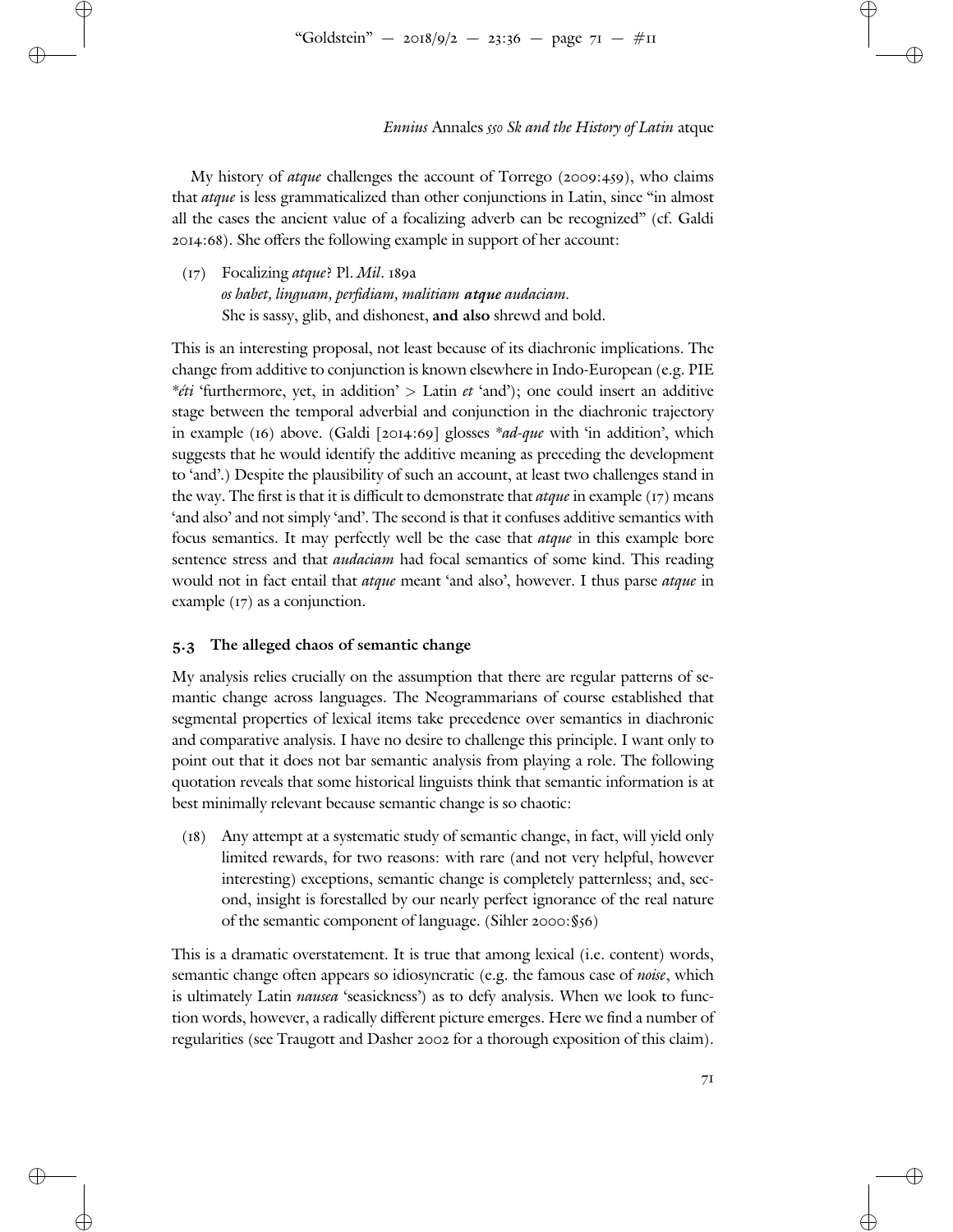My history of *atque* challenges the account of Torrego (2009:459), who claims that *atque* is less grammaticalized than other conjunctions in Latin, since "in almost all the cases the ancient value of a focalizing adverb can be recognized" (cf. Galdi 2014:68). She offers the following example in support of her account:

(17) Focalizing *atque*? Pl. *Mil*. 189a
*os habet, linguam, perfidiam, malitiam* ***atque*** *audaciam.*
She is sassy, glib, and dishonest, **and also** shrewd and bold.

This is an interesting proposal, not least because of its diachronic implications. The change from additive to conjunction is known elsewhere in Indo-European (e.g. PIE *\*éti* 'furthermore, yet, in addition' > Latin *et* 'and'); one could insert an additive stage between the temporal adverbial and conjunction in the diachronic trajectory in example (16) above. (Galdi [2014:69] glosses *\*ad-que* with 'in addition', which suggests that he would identify the additive meaning as preceding the development to 'and'.) Despite the plausibility of such an account, at least two challenges stand in the way. The first is that it is difficult to demonstrate that *atque* in example (17) means 'and also' and not simply 'and'. The second is that it confuses additive semantics with focus semantics. It may perfectly well be the case that *atque* in this example bore sentence stress and that *audaciam* had focal semantics of some kind. This reading would not in fact entail that *atque* meant 'and also', however. I thus parse *atque* in example (17) as a conjunction.

### 5.3 The alleged chaos of semantic change

My analysis relies crucially on the assumption that there are regular patterns of semantic change across languages. The Neogrammarians of course established that segmental properties of lexical items take precedence over semantics in diachronic and comparative analysis. I have no desire to challenge this principle. I want only to point out that it does not bar semantic analysis from playing a role. The following quotation reveals that some historical linguists think that semantic information is at best minimally relevant because semantic change is so chaotic:

(18) Any attempt at a systematic study of semantic change, in fact, will yield only limited rewards, for two reasons: with rare (and not very helpful, however interesting) exceptions, semantic change is completely patternless; and, second, insight is forestalled by our nearly perfect ignorance of the real nature of the semantic component of language. (Sihler 2000:§56)

This is a dramatic overstatement. It is true that among lexical (i.e. content) words, semantic change often appears so idiosyncratic (e.g. the famous case of *noise*, which is ultimately Latin *nausea* 'seasickness') as to defy analysis. When we look to function words, however, a radically different picture emerges. Here we find a number of regularities (see Traugott and Dasher 2002 for a thorough exposition of this claim).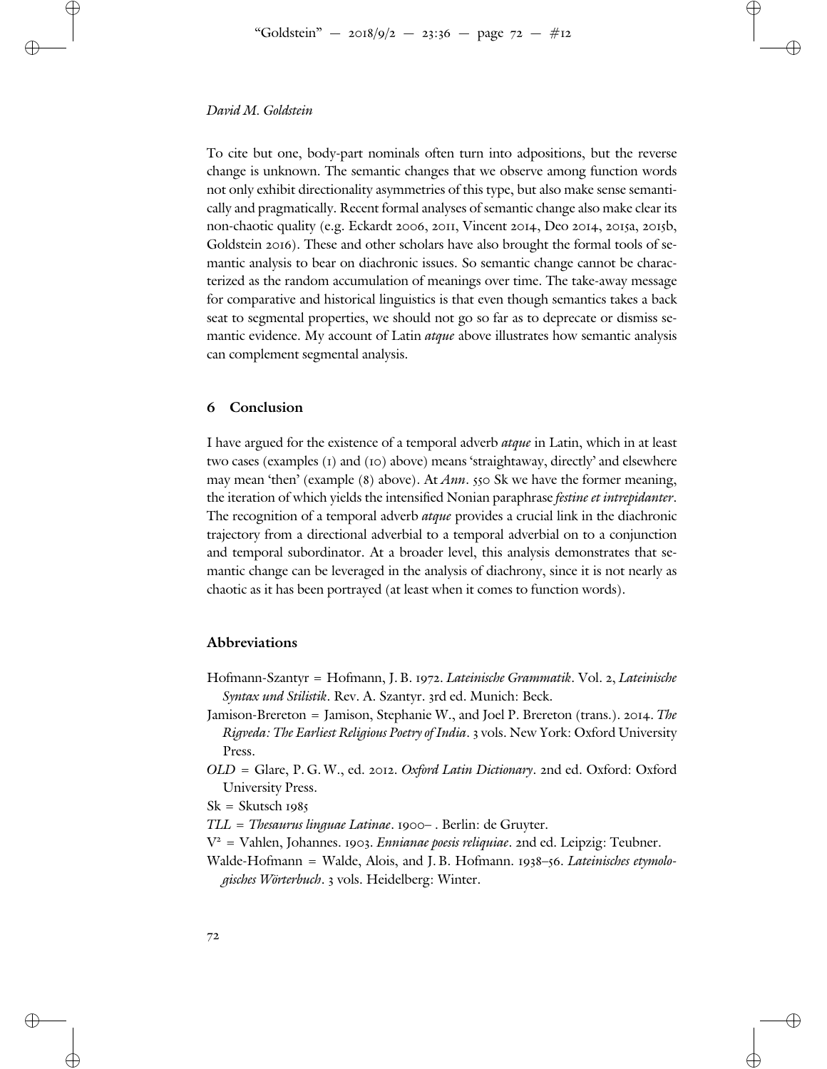To cite but one, body-part nominals often turn into adpositions, but the reverse change is unknown. The semantic changes that we observe among function words not only exhibit directionality asymmetries of this type, but also make sense semantically and pragmatically. Recent formal analyses of semantic change also make clear its non-chaotic quality (e.g. Eckardt 2006, 2011, Vincent 2014, Deo 2014, 2015a, 2015b, Goldstein 2016). These and other scholars have also brought the formal tools of semantic analysis to bear on diachronic issues. So semantic change cannot be characterized as the random accumulation of meanings over time. The take-away message for comparative and historical linguistics is that even though semantics takes a back seat to segmental properties, we should not go so far as to deprecate or dismiss semantic evidence. My account of Latin *atque* above illustrates how semantic analysis can complement segmental analysis.

## 6 Conclusion

I have argued for the existence of a temporal adverb *atque* in Latin, which in at least two cases (examples (1) and (10) above) means 'straightaway, directly' and elsewhere may mean 'then' (example (8) above). At *Ann*. 550 Sk we have the former meaning, the iteration of which yields the intensified Nonian paraphrase *festine et intrepidanter*. The recognition of a temporal adverb *atque* provides a crucial link in the diachronic trajectory from a directional adverbial to a temporal adverbial on to a conjunction and temporal subordinator. At a broader level, this analysis demonstrates that semantic change can be leveraged in the analysis of diachrony, since it is not nearly as chaotic as it has been portrayed (at least when it comes to function words).

## Abbreviations

Hofmann-Szantyr = Hofmann, J. B. 1972. *Lateinische Grammatik*. Vol. 2, *Lateinische Syntax und Stilistik*. Rev. A. Szantyr. 3rd ed. Munich: Beck.

Jamison-Brereton = Jamison, Stephanie W., and Joel P. Brereton (trans.). 2014. *The Rigveda: The Earliest Religious Poetry of India*. 3 vols. New York: Oxford University Press.

*OLD* = Glare, P. G. W., ed. 2012. *Oxford Latin Dictionary*. 2nd ed. Oxford: Oxford University Press.

Sk = Skutsch 1985

*TLL* = *Thesaurus linguae Latinae*. 1900– . Berlin: de Gruyter.

$V^2$ = Vahlen, Johannes. 1903. *Ennianae poesis reliquiae*. 2nd ed. Leipzig: Teubner.

Walde-Hofmann = Walde, Alois, and J. B. Hofmann. 1938–56. *Lateinisches etymologisches Wörterbuch*. 3 vols. Heidelberg: Winter.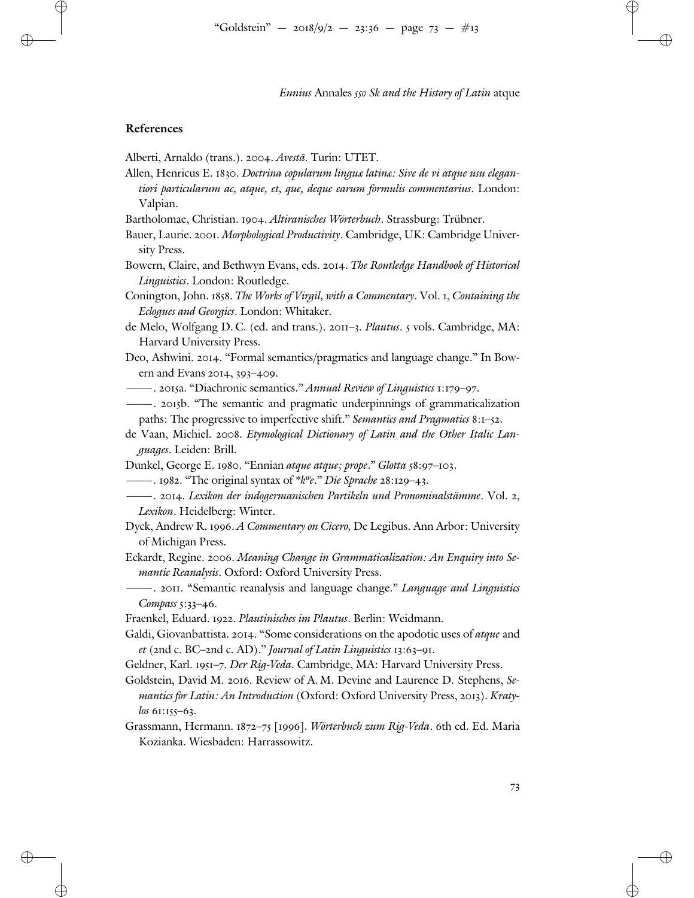## References

Alberti, Arnaldo (trans.). 2004. *Avestā*. Turin: UTET.

Allen, Henricus E. 1830. *Doctrina copularum linguæ latinæ: Sive de vi atque usu elegantiori particularum ac, atque, et, que, deque earum formulis commentarius*. London: Valpian.

Bartholomae, Christian. 1904. *Altiranisches Wörterbuch*. Strassburg: Trübner.

Bauer, Laurie. 2001. *Morphological Productivity*. Cambridge, UK: Cambridge University Press.

Bowern, Claire, and Bethwyn Evans, eds. 2014. *The Routledge Handbook of Historical Linguistics*. London: Routledge.

Conington, John. 1858. *The Works of Virgil, with a Commentary*. Vol. 1, *Containing the Eclogues and Georgics*. London: Whitaker.

de Melo, Wolfgang D. C. (ed. and trans.). 2011–3. *Plautus*. 5 vols. Cambridge, MA: Harvard University Press.

Deo, Ashwini. 2014. "Formal semantics/pragmatics and language change." In Bowern and Evans 2014, 393–409.

——. 2015a. "Diachronic semantics." *Annual Review of Linguistics* 1:179–97.

——. 2015b. "The semantic and pragmatic underpinnings of grammaticalization paths: The progressive to imperfective shift." *Semantics and Pragmatics* 8:1–52.

de Vaan, Michiel. 2008. *Etymological Dictionary of Latin and the Other Italic Languages*. Leiden: Brill.

Dunkel, George E. 1980. "Ennian *atque atque; prope*." *Glotta* 58:97–103.

——. 1982. "The original syntax of *$^*k^we$*." *Die Sprache* 28:129–43.

——. 2014. *Lexikon der indogermanischen Partikeln und Pronominalstämme*. Vol. 2, *Lexikon*. Heidelberg: Winter.

Dyck, Andrew R. 1996. *A Commentary on Cicero,* De Legibus. Ann Arbor: University of Michigan Press.

Eckardt, Regine. 2006. *Meaning Change in Grammaticalization: An Enquiry into Semantic Reanalysis*. Oxford: Oxford University Press.

——. 2011. "Semantic reanalysis and language change." *Language and Linguistics Compass* 5:33–46.

Fraenkel, Eduard. 1922. *Plautinisches im Plautus*. Berlin: Weidmann.

Galdi, Giovanbattista. 2014. "Some considerations on the apodotic uses of *atque* and *et* (2nd c. BC–2nd c. AD)." *Journal of Latin Linguistics* 13:63–91.

Geldner, Karl. 1951–7. *Der Rig-Veda.* Cambridge, MA: Harvard University Press.

Goldstein, David M. 2016. Review of A. M. Devine and Laurence D. Stephens, *Semantics for Latin: An Introduction* (Oxford: Oxford University Press, 2013). *Kratylos* 61:155–63.

Grassmann, Hermann. 1872–75 [1996]. *Wörterbuch zum Rig-Veda*. 6th ed. Ed. Maria Kozianka. Wiesbaden: Harrassowitz.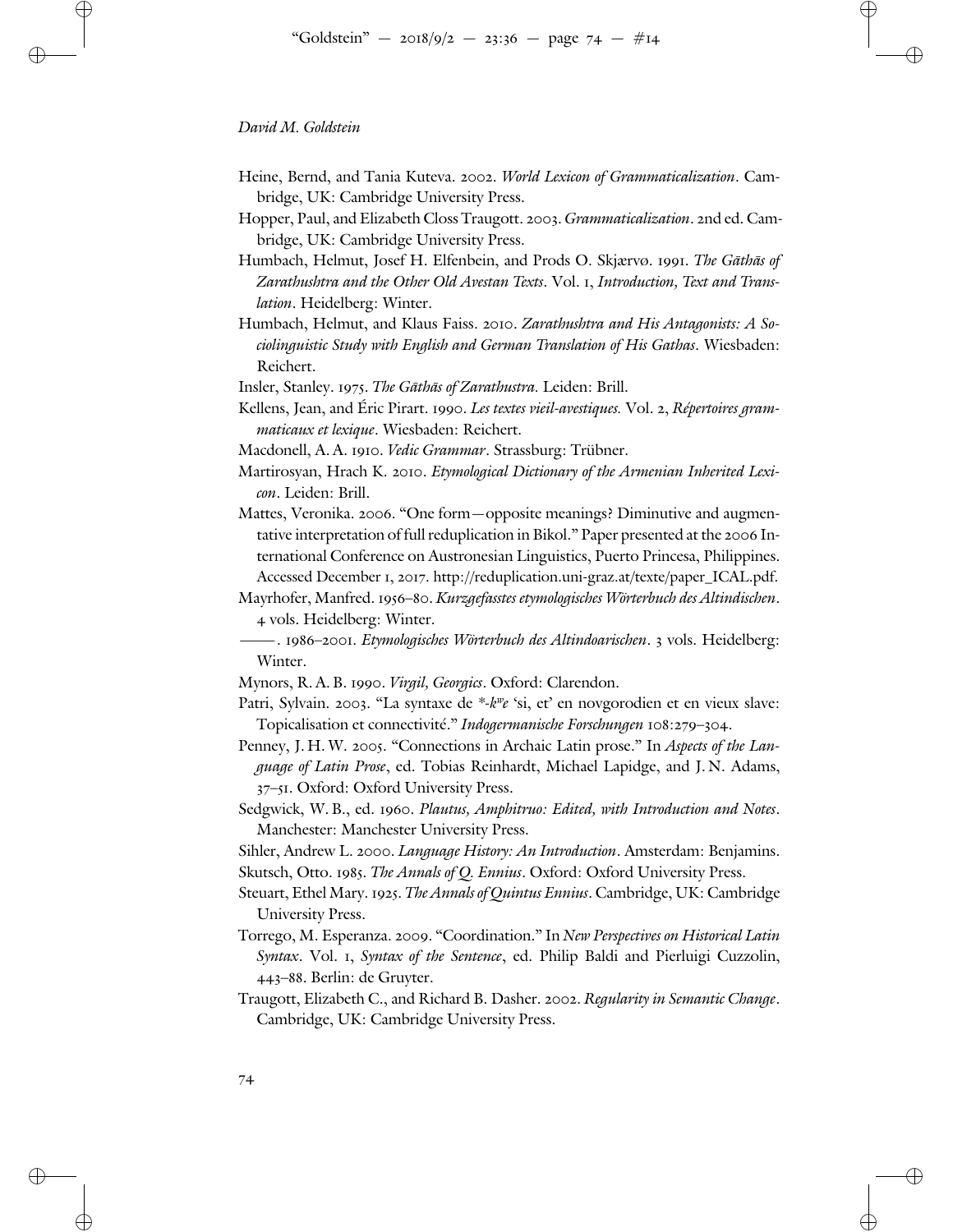Heine, Bernd, and Tania Kuteva. 2002. *World Lexicon of Grammaticalization*. Cambridge, UK: Cambridge University Press.

Hopper, Paul, and Elizabeth Closs Traugott. 2003. *Grammaticalization*. 2nd ed. Cambridge, UK: Cambridge University Press.

Humbach, Helmut, Josef H. Elfenbein, and Prods O. Skjærvø. 1991. *The Gāthās of Zarathushtra and the Other Old Avestan Texts*. Vol. 1, *Introduction, Text and Translation*. Heidelberg: Winter.

Humbach, Helmut, and Klaus Faiss. 2010. *Zarathushtra and His Antagonists: A Sociolinguistic Study with English and German Translation of His Gathas*. Wiesbaden: Reichert.

Insler, Stanley. 1975. *The Gāthās of Zarathustra.* Leiden: Brill.

Kellens, Jean, and Éric Pirart. 1990. *Les textes vieil-avestiques.* Vol. 2, *Répertoires grammaticaux et lexique*. Wiesbaden: Reichert.

Macdonell, A. A. 1910. *Vedic Grammar*. Strassburg: Trübner.

Martirosyan, Hrach K. 2010. *Etymological Dictionary of the Armenian Inherited Lexicon*. Leiden: Brill.

Mattes, Veronika. 2006. "One form—opposite meanings? Diminutive and augmentative interpretation of full reduplication in Bikol." Paper presented at the 2006 International Conference on Austronesian Linguistics, Puerto Princesa, Philippines. Accessed December 1, 2017. http://reduplication.uni-graz.at/texte/paper_ICAL.pdf.

Mayrhofer, Manfred. 1956–80. *Kurzgefasstes etymologisches Wörterbuch des Altindischen*. 4 vols. Heidelberg: Winter.

———. 1986–2001. *Etymologisches Wörterbuch des Altindoarischen*. 3 vols. Heidelberg: Winter.

Mynors, R. A. B. 1990. *Virgil, Georgics*. Oxford: Clarendon.

Patri, Sylvain. 2003. "La syntaxe de *\*-k$^{w}$e* 'si, et' en novgorodien et en vieux slave: Topicalisation et connectivité." *Indogermanische Forschungen* 108:279–304.

Penney, J. H. W. 2005. "Connections in Archaic Latin prose." In *Aspects of the Language of Latin Prose*, ed. Tobias Reinhardt, Michael Lapidge, and J. N. Adams, 37–51. Oxford: Oxford University Press.

Sedgwick, W. B., ed. 1960. *Plautus, Amphitruo: Edited, with Introduction and Notes*. Manchester: Manchester University Press.

Sihler, Andrew L. 2000. *Language History: An Introduction*. Amsterdam: Benjamins.

Skutsch, Otto. 1985. *The Annals of Q. Ennius*. Oxford: Oxford University Press.

Steuart, Ethel Mary. 1925. *The Annals of Quintus Ennius*. Cambridge, UK: Cambridge University Press.

Torrego, M. Esperanza. 2009. "Coordination." In *New Perspectives on Historical Latin Syntax*. Vol. 1, *Syntax of the Sentence*, ed. Philip Baldi and Pierluigi Cuzzolin, 443–88. Berlin: de Gruyter.

Traugott, Elizabeth C., and Richard B. Dasher. 2002. *Regularity in Semantic Change*. Cambridge, UK: Cambridge University Press.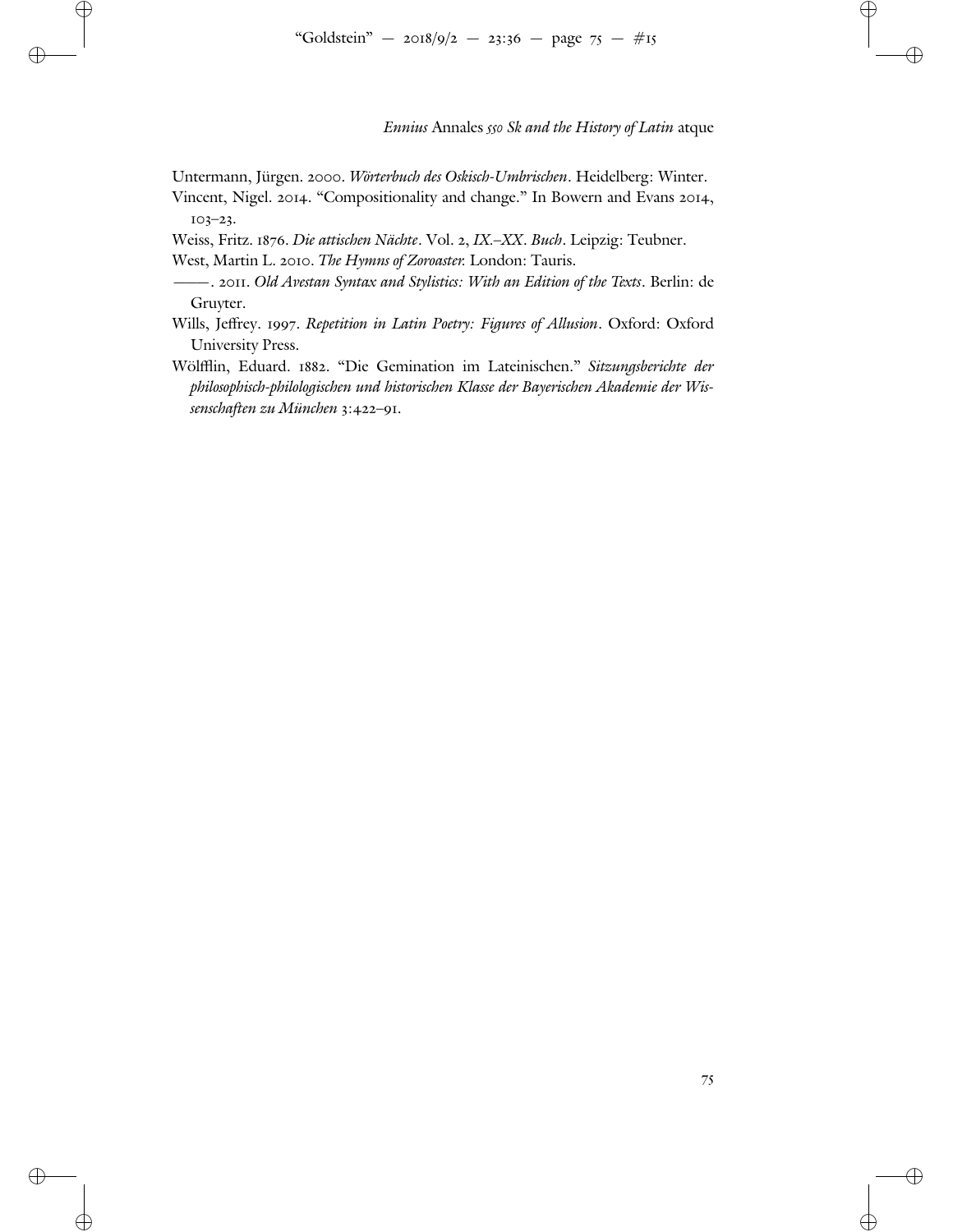Untermann, Jürgen. 2000. *Wörterbuch des Oskisch-Umbrischen*. Heidelberg: Winter.

Vincent, Nigel. 2014. "Compositionality and change." In Bowern and Evans 2014, 103–23.

Weiss, Fritz. 1876. *Die attischen Nächte*. Vol. 2, *IX.–XX. Buch*. Leipzig: Teubner.

West, Martin L. 2010. *The Hymns of Zoroaster.* London: Tauris.

———. 2011. *Old Avestan Syntax and Stylistics: With an Edition of the Texts*. Berlin: de Gruyter.

Wills, Jeffrey. 1997. *Repetition in Latin Poetry: Figures of Allusion*. Oxford: Oxford University Press.

Wölfflin, Eduard. 1882. "Die Gemination im Lateinischen." *Sitzungsberichte der philosophisch-philologischen und historischen Klasse der Bayerischen Akademie der Wissenschaften zu München* 3:422–91.